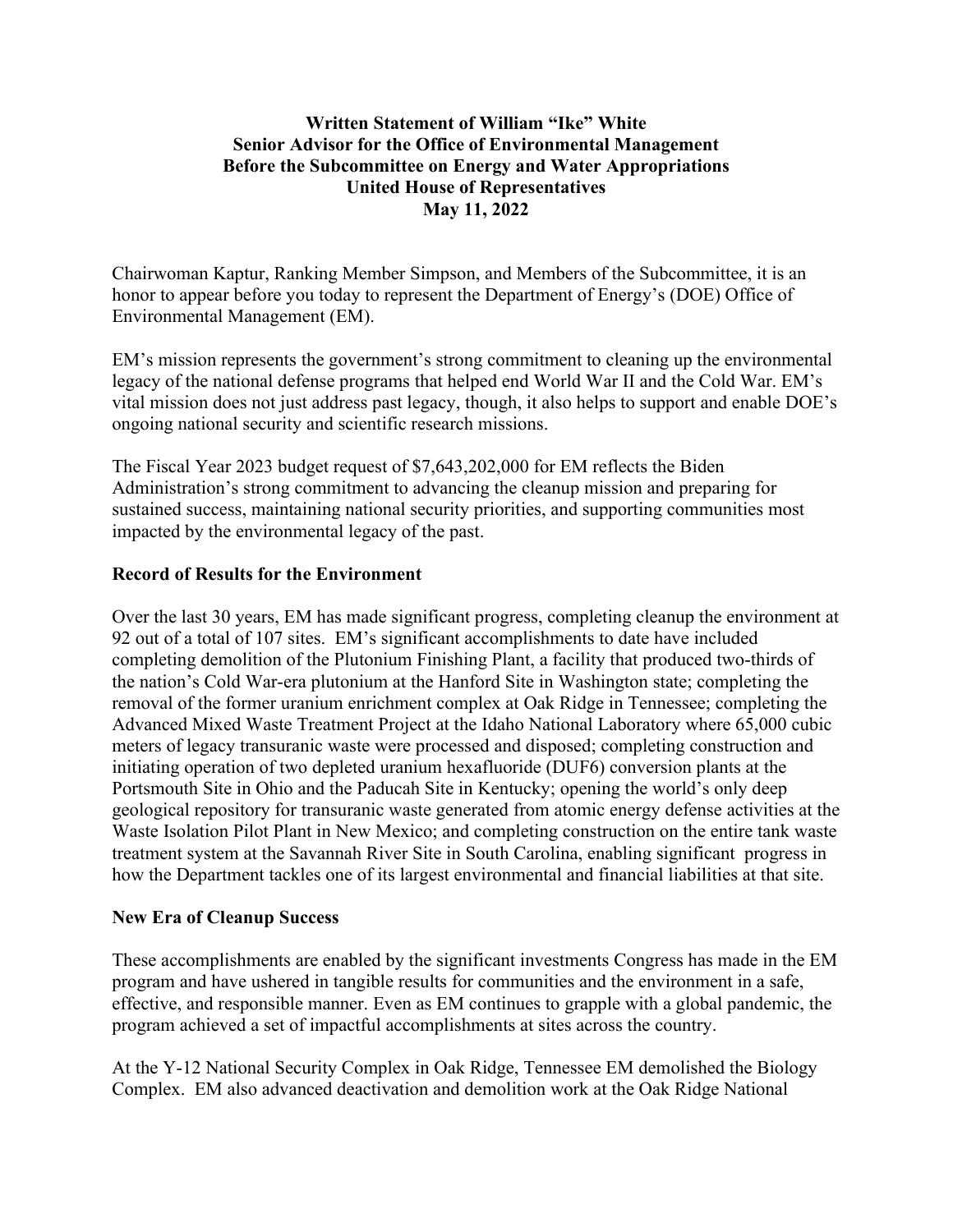**Written Statement of William "Ike" White**
**Senior Advisor for the Office of Environmental Management**
**Before the Subcommittee on Energy and Water Appropriations**
**United House of Representatives**
**May 11, 2022**

Chairwoman Kaptur, Ranking Member Simpson, and Members of the Subcommittee, it is an honor to appear before you today to represent the Department of Energy's (DOE) Office of Environmental Management (EM).

EM's mission represents the government's strong commitment to cleaning up the environmental legacy of the national defense programs that helped end World War II and the Cold War. EM's vital mission does not just address past legacy, though, it also helps to support and enable DOE's ongoing national security and scientific research missions.

The Fiscal Year 2023 budget request of $7,643,202,000 for EM reflects the Biden Administration's strong commitment to advancing the cleanup mission and preparing for sustained success, maintaining national security priorities, and supporting communities most impacted by the environmental legacy of the past.

## Record of Results for the Environment

Over the last 30 years, EM has made significant progress, completing cleanup the environment at 92 out of a total of 107 sites. EM's significant accomplishments to date have included completing demolition of the Plutonium Finishing Plant, a facility that produced two-thirds of the nation's Cold War-era plutonium at the Hanford Site in Washington state; completing the removal of the former uranium enrichment complex at Oak Ridge in Tennessee; completing the Advanced Mixed Waste Treatment Project at the Idaho National Laboratory where 65,000 cubic meters of legacy transuranic waste were processed and disposed; completing construction and initiating operation of two depleted uranium hexafluoride (DUF6) conversion plants at the Portsmouth Site in Ohio and the Paducah Site in Kentucky; opening the world's only deep geological repository for transuranic waste generated from atomic energy defense activities at the Waste Isolation Pilot Plant in New Mexico; and completing construction on the entire tank waste treatment system at the Savannah River Site in South Carolina, enabling significant progress in how the Department tackles one of its largest environmental and financial liabilities at that site.

## New Era of Cleanup Success

These accomplishments are enabled by the significant investments Congress has made in the EM program and have ushered in tangible results for communities and the environment in a safe, effective, and responsible manner. Even as EM continues to grapple with a global pandemic, the program achieved a set of impactful accomplishments at sites across the country.

At the Y-12 National Security Complex in Oak Ridge, Tennessee EM demolished the Biology Complex. EM also advanced deactivation and demolition work at the Oak Ridge National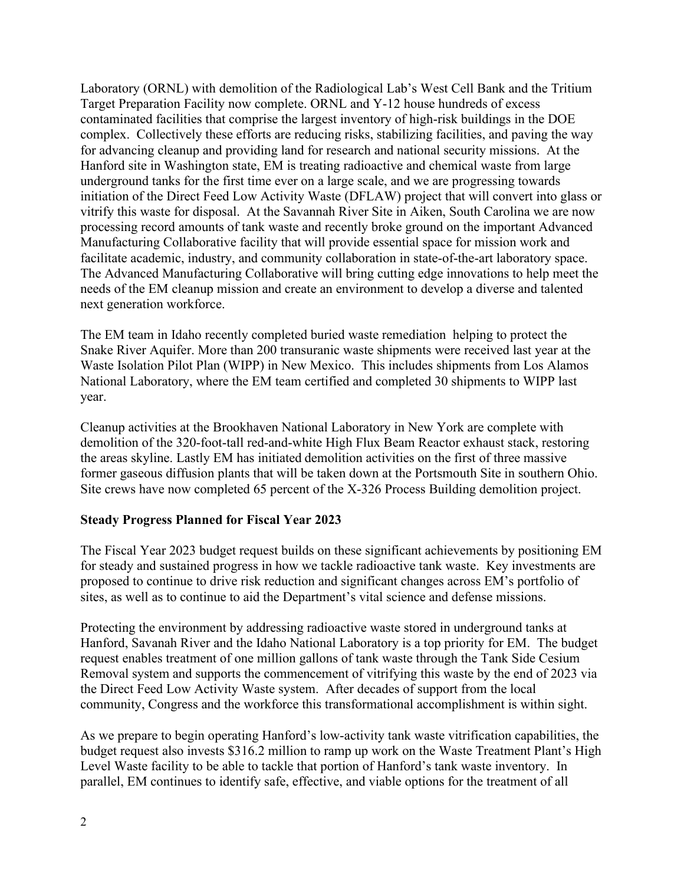Laboratory (ORNL) with demolition of the Radiological Lab's West Cell Bank and the Tritium Target Preparation Facility now complete. ORNL and Y-12 house hundreds of excess contaminated facilities that comprise the largest inventory of high-risk buildings in the DOE complex. Collectively these efforts are reducing risks, stabilizing facilities, and paving the way for advancing cleanup and providing land for research and national security missions. At the Hanford site in Washington state, EM is treating radioactive and chemical waste from large underground tanks for the first time ever on a large scale, and we are progressing towards initiation of the Direct Feed Low Activity Waste (DFLAW) project that will convert into glass or vitrify this waste for disposal. At the Savannah River Site in Aiken, South Carolina we are now processing record amounts of tank waste and recently broke ground on the important Advanced Manufacturing Collaborative facility that will provide essential space for mission work and facilitate academic, industry, and community collaboration in state-of-the-art laboratory space. The Advanced Manufacturing Collaborative will bring cutting edge innovations to help meet the needs of the EM cleanup mission and create an environment to develop a diverse and talented next generation workforce.

The EM team in Idaho recently completed buried waste remediation helping to protect the Snake River Aquifer. More than 200 transuranic waste shipments were received last year at the Waste Isolation Pilot Plan (WIPP) in New Mexico. This includes shipments from Los Alamos National Laboratory, where the EM team certified and completed 30 shipments to WIPP last year.

Cleanup activities at the Brookhaven National Laboratory in New York are complete with demolition of the 320-foot-tall red-and-white High Flux Beam Reactor exhaust stack, restoring the areas skyline. Lastly EM has initiated demolition activities on the first of three massive former gaseous diffusion plants that will be taken down at the Portsmouth Site in southern Ohio. Site crews have now completed 65 percent of the X-326 Process Building demolition project.

**Steady Progress Planned for Fiscal Year 2023**

The Fiscal Year 2023 budget request builds on these significant achievements by positioning EM for steady and sustained progress in how we tackle radioactive tank waste. Key investments are proposed to continue to drive risk reduction and significant changes across EM's portfolio of sites, as well as to continue to aid the Department's vital science and defense missions.

Protecting the environment by addressing radioactive waste stored in underground tanks at Hanford, Savanah River and the Idaho National Laboratory is a top priority for EM. The budget request enables treatment of one million gallons of tank waste through the Tank Side Cesium Removal system and supports the commencement of vitrifying this waste by the end of 2023 via the Direct Feed Low Activity Waste system. After decades of support from the local community, Congress and the workforce this transformational accomplishment is within sight.

As we prepare to begin operating Hanford's low-activity tank waste vitrification capabilities, the budget request also invests $316.2 million to ramp up work on the Waste Treatment Plant's High Level Waste facility to be able to tackle that portion of Hanford's tank waste inventory. In parallel, EM continues to identify safe, effective, and viable options for the treatment of all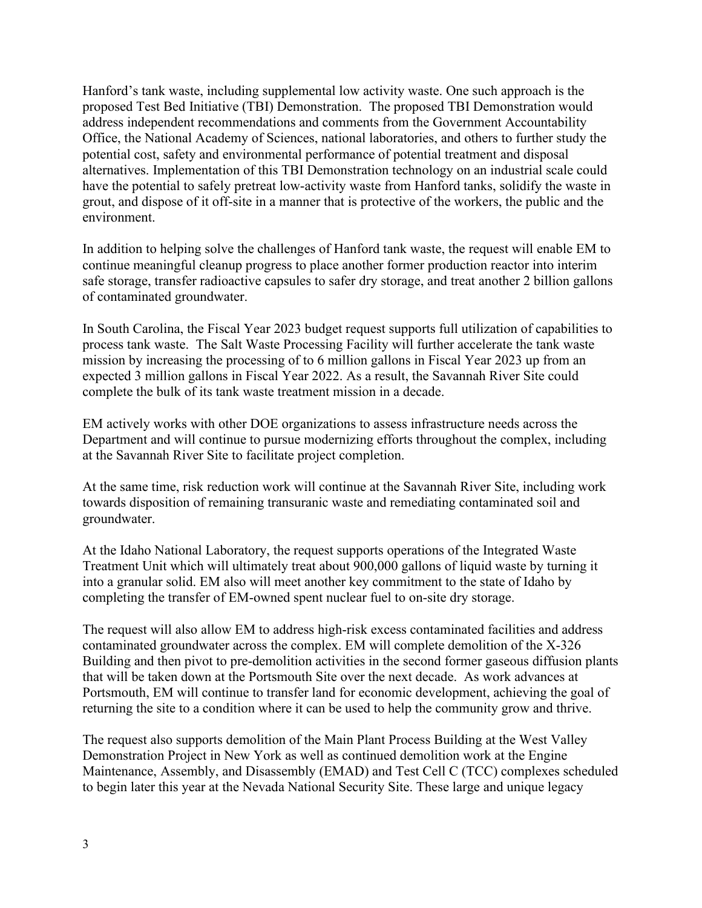Hanford's tank waste, including supplemental low activity waste. One such approach is the proposed Test Bed Initiative (TBI) Demonstration. The proposed TBI Demonstration would address independent recommendations and comments from the Government Accountability Office, the National Academy of Sciences, national laboratories, and others to further study the potential cost, safety and environmental performance of potential treatment and disposal alternatives. Implementation of this TBI Demonstration technology on an industrial scale could have the potential to safely pretreat low-activity waste from Hanford tanks, solidify the waste in grout, and dispose of it off-site in a manner that is protective of the workers, the public and the environment.

In addition to helping solve the challenges of Hanford tank waste, the request will enable EM to continue meaningful cleanup progress to place another former production reactor into interim safe storage, transfer radioactive capsules to safer dry storage, and treat another 2 billion gallons of contaminated groundwater.

In South Carolina, the Fiscal Year 2023 budget request supports full utilization of capabilities to process tank waste. The Salt Waste Processing Facility will further accelerate the tank waste mission by increasing the processing of to 6 million gallons in Fiscal Year 2023 up from an expected 3 million gallons in Fiscal Year 2022. As a result, the Savannah River Site could complete the bulk of its tank waste treatment mission in a decade.

EM actively works with other DOE organizations to assess infrastructure needs across the Department and will continue to pursue modernizing efforts throughout the complex, including at the Savannah River Site to facilitate project completion.

At the same time, risk reduction work will continue at the Savannah River Site, including work towards disposition of remaining transuranic waste and remediating contaminated soil and groundwater.

At the Idaho National Laboratory, the request supports operations of the Integrated Waste Treatment Unit which will ultimately treat about 900,000 gallons of liquid waste by turning it into a granular solid. EM also will meet another key commitment to the state of Idaho by completing the transfer of EM-owned spent nuclear fuel to on-site dry storage.

The request will also allow EM to address high-risk excess contaminated facilities and address contaminated groundwater across the complex. EM will complete demolition of the X-326 Building and then pivot to pre-demolition activities in the second former gaseous diffusion plants that will be taken down at the Portsmouth Site over the next decade. As work advances at Portsmouth, EM will continue to transfer land for economic development, achieving the goal of returning the site to a condition where it can be used to help the community grow and thrive.

The request also supports demolition of the Main Plant Process Building at the West Valley Demonstration Project in New York as well as continued demolition work at the Engine Maintenance, Assembly, and Disassembly (EMAD) and Test Cell C (TCC) complexes scheduled to begin later this year at the Nevada National Security Site. These large and unique legacy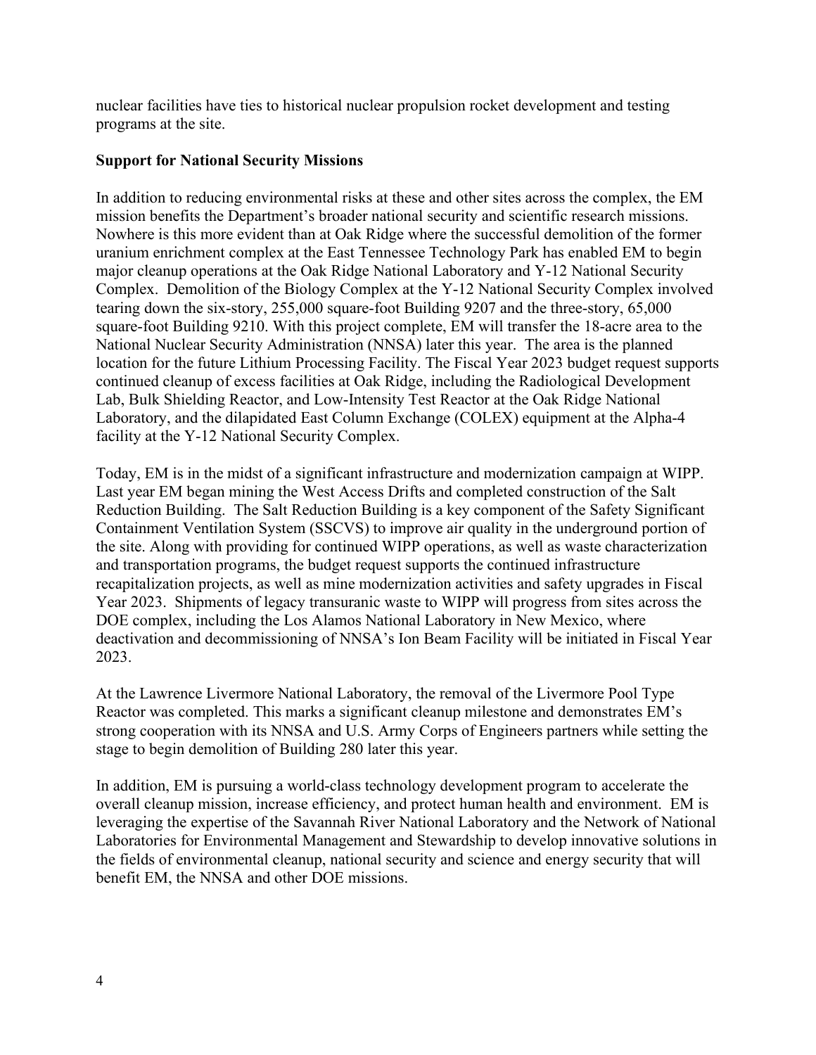nuclear facilities have ties to historical nuclear propulsion rocket development and testing programs at the site.

**Support for National Security Missions**

In addition to reducing environmental risks at these and other sites across the complex, the EM mission benefits the Department's broader national security and scientific research missions. Nowhere is this more evident than at Oak Ridge where the successful demolition of the former uranium enrichment complex at the East Tennessee Technology Park has enabled EM to begin major cleanup operations at the Oak Ridge National Laboratory and Y-12 National Security Complex. Demolition of the Biology Complex at the Y-12 National Security Complex involved tearing down the six-story, 255,000 square-foot Building 9207 and the three-story, 65,000 square-foot Building 9210. With this project complete, EM will transfer the 18-acre area to the National Nuclear Security Administration (NNSA) later this year. The area is the planned location for the future Lithium Processing Facility. The Fiscal Year 2023 budget request supports continued cleanup of excess facilities at Oak Ridge, including the Radiological Development Lab, Bulk Shielding Reactor, and Low-Intensity Test Reactor at the Oak Ridge National Laboratory, and the dilapidated East Column Exchange (COLEX) equipment at the Alpha-4 facility at the Y-12 National Security Complex.

Today, EM is in the midst of a significant infrastructure and modernization campaign at WIPP. Last year EM began mining the West Access Drifts and completed construction of the Salt Reduction Building. The Salt Reduction Building is a key component of the Safety Significant Containment Ventilation System (SSCVS) to improve air quality in the underground portion of the site. Along with providing for continued WIPP operations, as well as waste characterization and transportation programs, the budget request supports the continued infrastructure recapitalization projects, as well as mine modernization activities and safety upgrades in Fiscal Year 2023. Shipments of legacy transuranic waste to WIPP will progress from sites across the DOE complex, including the Los Alamos National Laboratory in New Mexico, where deactivation and decommissioning of NNSA's Ion Beam Facility will be initiated in Fiscal Year 2023.

At the Lawrence Livermore National Laboratory, the removal of the Livermore Pool Type Reactor was completed. This marks a significant cleanup milestone and demonstrates EM's strong cooperation with its NNSA and U.S. Army Corps of Engineers partners while setting the stage to begin demolition of Building 280 later this year.

In addition, EM is pursuing a world-class technology development program to accelerate the overall cleanup mission, increase efficiency, and protect human health and environment. EM is leveraging the expertise of the Savannah River National Laboratory and the Network of National Laboratories for Environmental Management and Stewardship to develop innovative solutions in the fields of environmental cleanup, national security and science and energy security that will benefit EM, the NNSA and other DOE missions.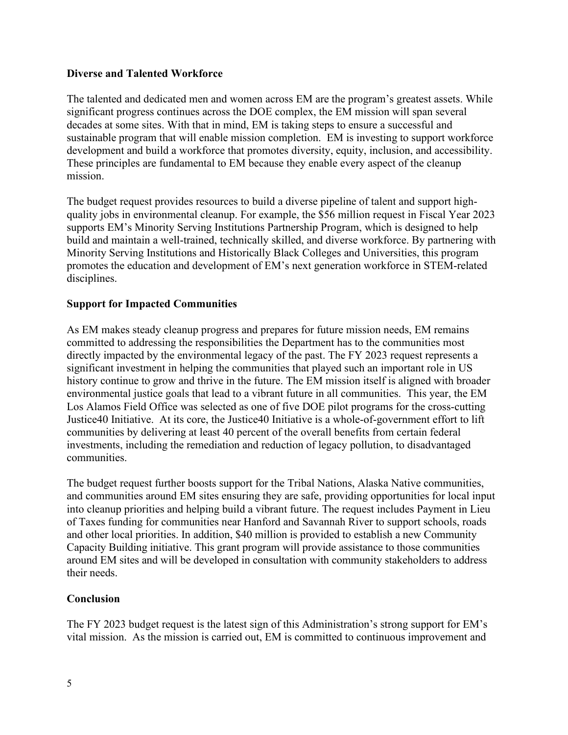**Diverse and Talented Workforce**

The talented and dedicated men and women across EM are the program's greatest assets. While significant progress continues across the DOE complex, the EM mission will span several decades at some sites. With that in mind, EM is taking steps to ensure a successful and sustainable program that will enable mission completion. EM is investing to support workforce development and build a workforce that promotes diversity, equity, inclusion, and accessibility. These principles are fundamental to EM because they enable every aspect of the cleanup mission.

The budget request provides resources to build a diverse pipeline of talent and support high-quality jobs in environmental cleanup. For example, the $56 million request in Fiscal Year 2023 supports EM's Minority Serving Institutions Partnership Program, which is designed to help build and maintain a well-trained, technically skilled, and diverse workforce. By partnering with Minority Serving Institutions and Historically Black Colleges and Universities, this program promotes the education and development of EM's next generation workforce in STEM-related disciplines.

**Support for Impacted Communities**

As EM makes steady cleanup progress and prepares for future mission needs, EM remains committed to addressing the responsibilities the Department has to the communities most directly impacted by the environmental legacy of the past. The FY 2023 request represents a significant investment in helping the communities that played such an important role in US history continue to grow and thrive in the future. The EM mission itself is aligned with broader environmental justice goals that lead to a vibrant future in all communities. This year, the EM Los Alamos Field Office was selected as one of five DOE pilot programs for the cross-cutting Justice40 Initiative. At its core, the Justice40 Initiative is a whole-of-government effort to lift communities by delivering at least 40 percent of the overall benefits from certain federal investments, including the remediation and reduction of legacy pollution, to disadvantaged communities.

The budget request further boosts support for the Tribal Nations, Alaska Native communities, and communities around EM sites ensuring they are safe, providing opportunities for local input into cleanup priorities and helping build a vibrant future. The request includes Payment in Lieu of Taxes funding for communities near Hanford and Savannah River to support schools, roads and other local priorities. In addition, $40 million is provided to establish a new Community Capacity Building initiative. This grant program will provide assistance to those communities around EM sites and will be developed in consultation with community stakeholders to address their needs.

**Conclusion**

The FY 2023 budget request is the latest sign of this Administration's strong support for EM's vital mission. As the mission is carried out, EM is committed to continuous improvement and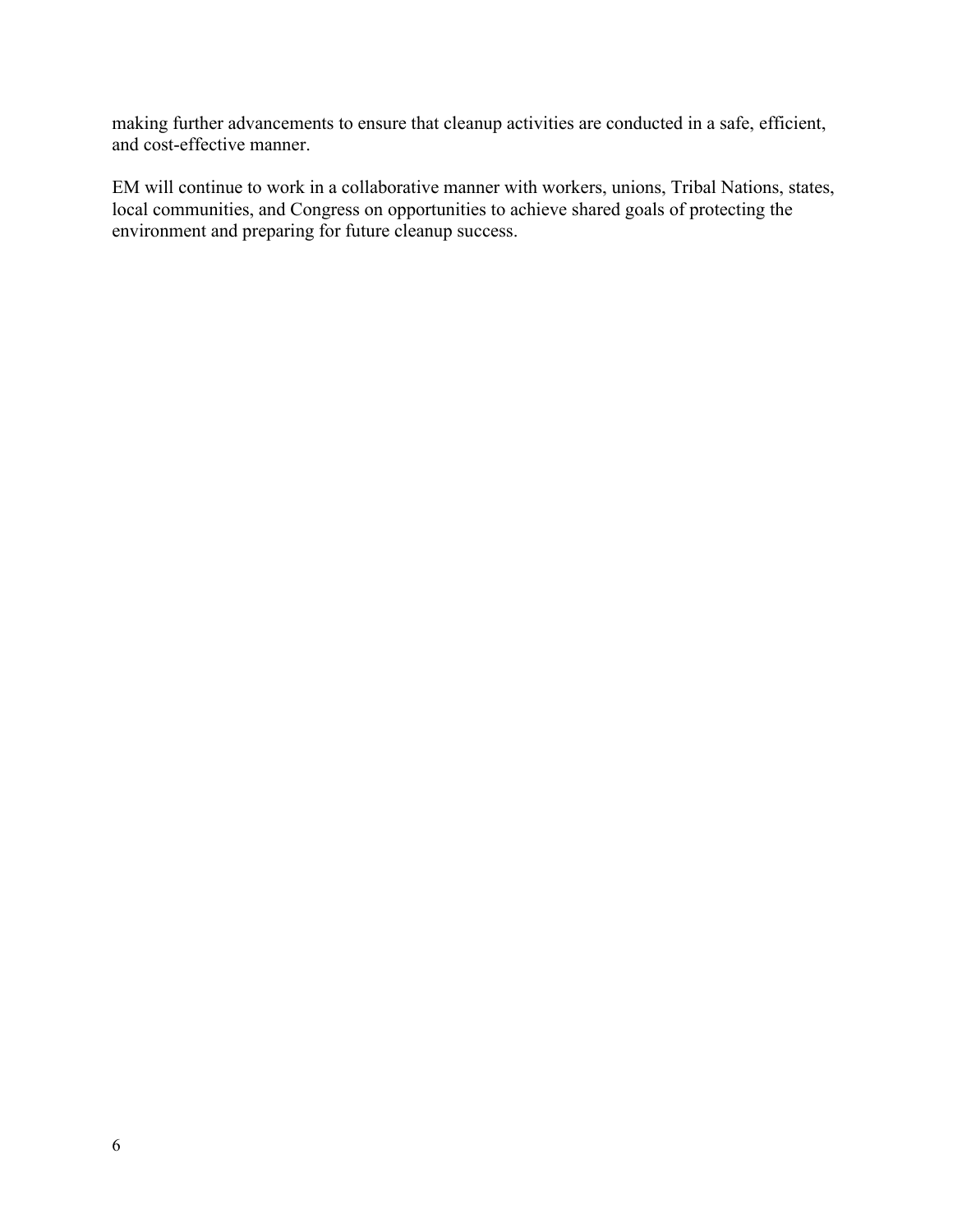making further advancements to ensure that cleanup activities are conducted in a safe, efficient, and cost-effective manner.

EM will continue to work in a collaborative manner with workers, unions, Tribal Nations, states, local communities, and Congress on opportunities to achieve shared goals of protecting the environment and preparing for future cleanup success.